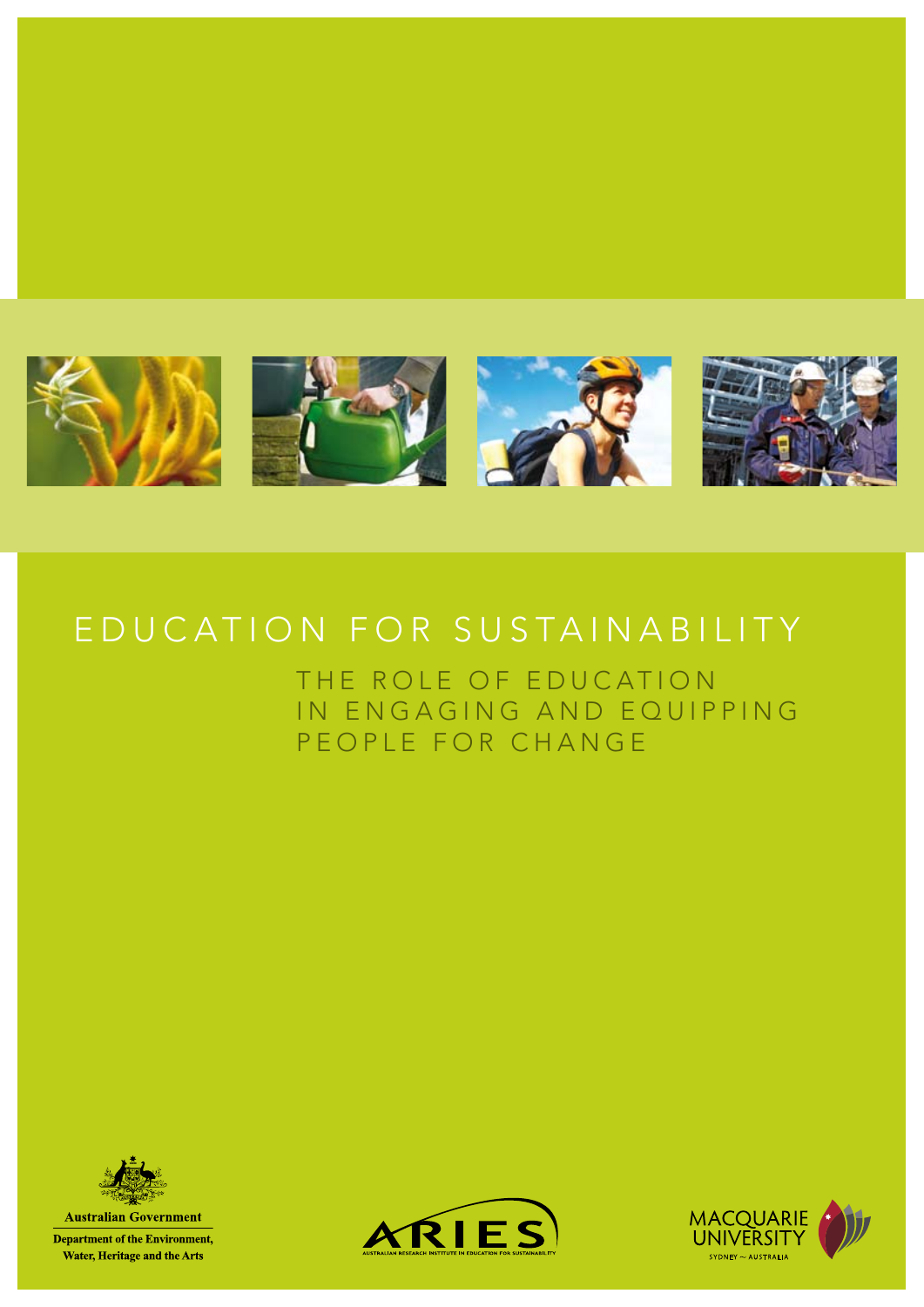# EDUCATION FOR SUSTAINABILITY

## THE ROLE OF EDUCATION IN ENGAGING AND EQUIPPING PEOPLE FOR CHANGE

Australian Government

Department of the Environment, Water, Heritage and the Arts

ARIES

AUSTRALIAN RESEARCH INSTITUTE IN EDUCATION FOR SUSTAINABILITY

MACQUARIE UNIVERSITY

SYDNEY ~ AUSTRALIA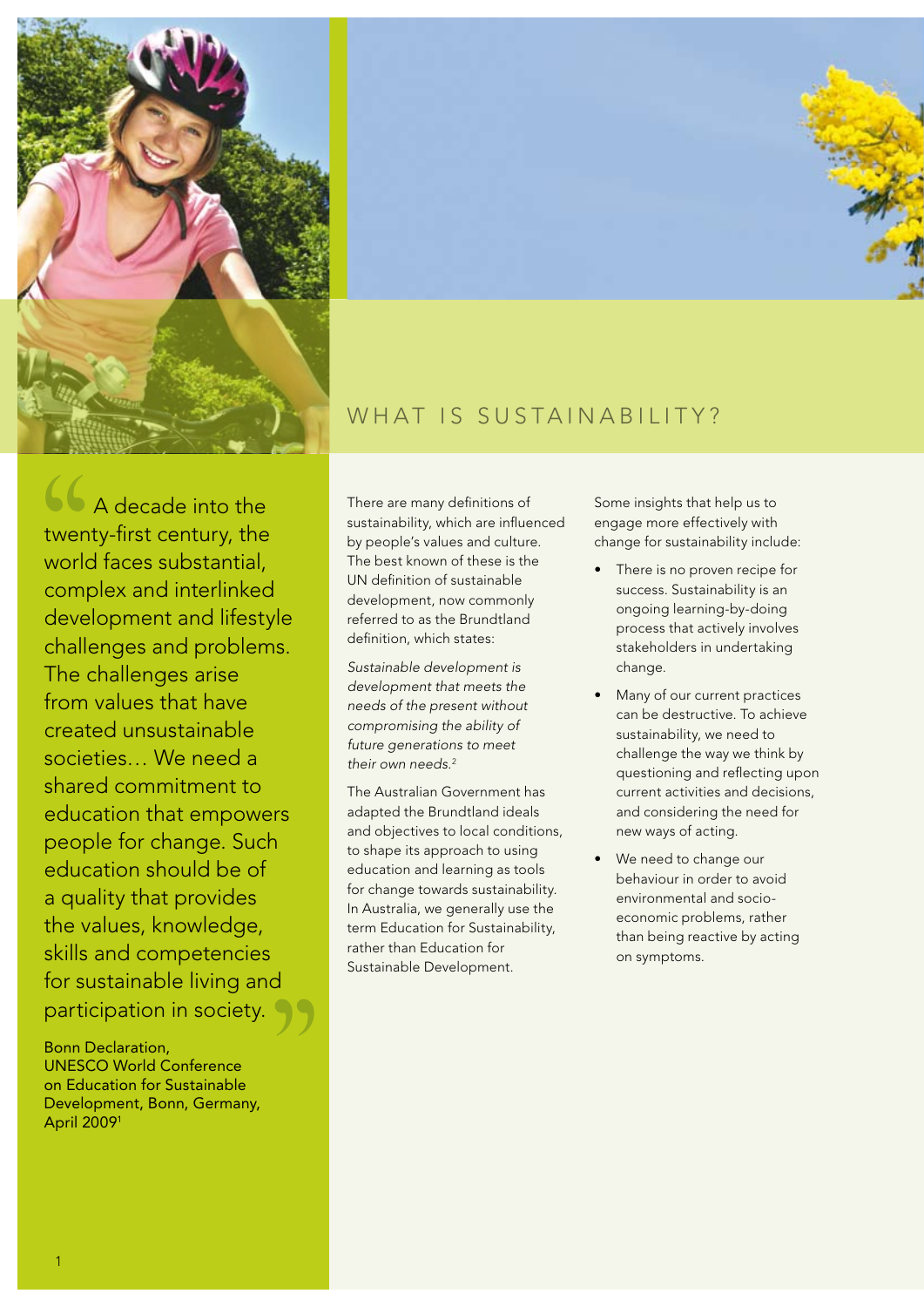> A decade into the twenty-first century, the world faces substantial, complex and interlinked development and lifestyle challenges and problems. The challenges arise from values that have created unsustainable societies… We need a shared commitment to education that empowers people for change. Such education should be of a quality that provides the values, knowledge, skills and competencies for sustainable living and participation in society.
>
> Bonn Declaration, UNESCO World Conference on Education for Sustainable Development, Bonn, Germany, April 2009[1]

# WHAT IS SUSTAINABILITY?

There are many definitions of sustainability, which are influenced by people's values and culture. The best known of these is the UN definition of sustainable development, now commonly referred to as the Brundtland definition, which states:

*Sustainable development is development that meets the needs of the present without compromising the ability of future generations to meet their own needs.*[2]

The Australian Government has adapted the Brundtland ideals and objectives to local conditions, to shape its approach to using education and learning as tools for change towards sustainability. In Australia, we generally use the term Education for Sustainability, rather than Education for Sustainable Development.

Some insights that help us to engage more effectively with change for sustainability include:

- There is no proven recipe for success. Sustainability is an ongoing learning-by-doing process that actively involves stakeholders in undertaking change.
- Many of our current practices can be destructive. To achieve sustainability, we need to challenge the way we think by questioning and reflecting upon current activities and decisions, and considering the need for new ways of acting.
- We need to change our behaviour in order to avoid environmental and socio-economic problems, rather than being reactive by acting on symptoms.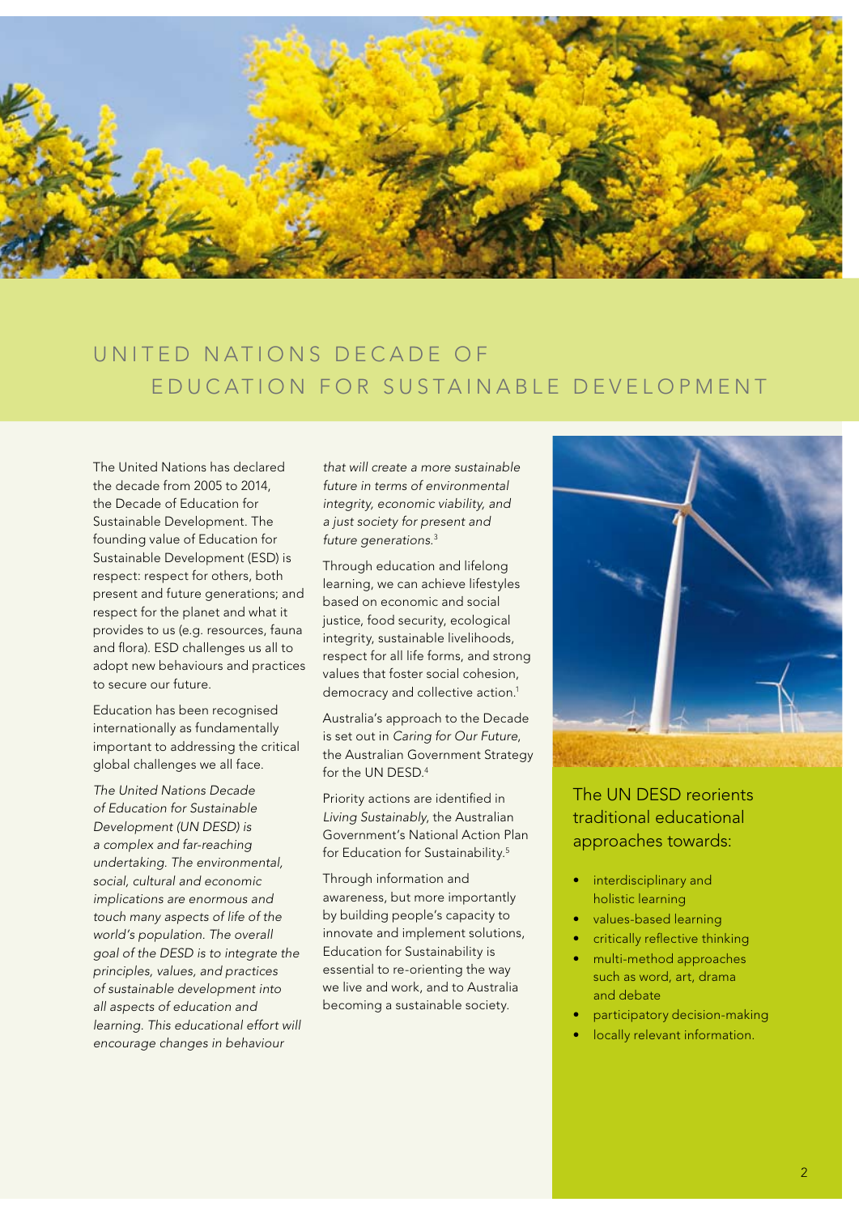# UNITED NATIONS DECADE OF EDUCATION FOR SUSTAINABLE DEVELOPMENT

The United Nations has declared the decade from 2005 to 2014, the Decade of Education for Sustainable Development. The founding value of Education for Sustainable Development (ESD) is respect: respect for others, both present and future generations; and respect for the planet and what it provides to us (e.g. resources, fauna and flora). ESD challenges us all to adopt new behaviours and practices to secure our future.

Education has been recognised internationally as fundamentally important to addressing the critical global challenges we all face.

*The United Nations Decade of Education for Sustainable Development (UN DESD) is a complex and far-reaching undertaking. The environmental, social, cultural and economic implications are enormous and touch many aspects of life of the world's population. The overall goal of the DESD is to integrate the principles, values, and practices of sustainable development into all aspects of education and learning. This educational effort will encourage changes in behaviour that will create a more sustainable future in terms of environmental integrity, economic viability, and a just society for present and future generations.*[3]

Through education and lifelong learning, we can achieve lifestyles based on economic and social justice, food security, ecological integrity, sustainable livelihoods, respect for all life forms, and strong values that foster social cohesion, democracy and collective action.[1]

Australia's approach to the Decade is set out in *Caring for Our Future*, the Australian Government Strategy for the UN DESD.[4]

Priority actions are identified in *Living Sustainably*, the Australian Government's National Action Plan for Education for Sustainability.[5]

Through information and awareness, but more importantly by building people's capacity to innovate and implement solutions, Education for Sustainability is essential to re-orienting the way we live and work, and to Australia becoming a sustainable society.

The UN DESD reorients traditional educational approaches towards:

- interdisciplinary and holistic learning
- values-based learning
- critically reflective thinking
- multi-method approaches such as word, art, drama and debate
- participatory decision-making
- locally relevant information.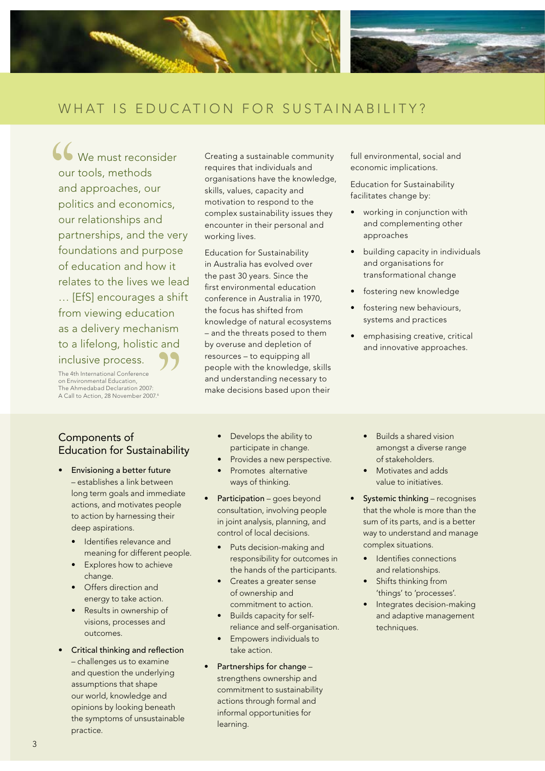# WHAT IS EDUCATION FOR SUSTAINABILITY?

> "We must reconsider our tools, methods and approaches, our politics and economics, our relationships and partnerships, and the very foundations and purpose of education and how it relates to the lives we lead … [EfS] encourages a shift from viewing education as a delivery mechanism to a lifelong, holistic and inclusive process."
>
> The 4th International Conference on Environmental Education, The Ahmedabad Declaration 2007: A Call to Action, 28 November 2007.[6]

Creating a sustainable community requires that individuals and organisations have the knowledge, skills, values, capacity and motivation to respond to the complex sustainability issues they encounter in their personal and working lives.

Education for Sustainability in Australia has evolved over the past 30 years. Since the first environmental education conference in Australia in 1970, the focus has shifted from knowledge of natural ecosystems – and the threats posed to them by overuse and depletion of resources – to equipping all people with the knowledge, skills and understanding necessary to make decisions based upon their full environmental, social and economic implications.

Education for Sustainability facilitates change by:

- working in conjunction with and complementing other approaches
- building capacity in individuals and organisations for transformational change
- fostering new knowledge
- fostering new behaviours, systems and practices
- emphasising creative, critical and innovative approaches.

## Components of Education for Sustainability

- Envisioning a better future – establishes a link between long term goals and immediate actions, and motivates people to action by harnessing their deep aspirations.
    - Identifies relevance and meaning for different people.
    - Explores how to achieve change.
    - Offers direction and energy to take action.
    - Results in ownership of visions, processes and outcomes.
- Critical thinking and reflection – challenges us to examine and question the underlying assumptions that shape our world, knowledge and opinions by looking beneath the symptoms of unsustainable practice.
    - Develops the ability to participate in change.
    - Provides a new perspective.
    - Promotes alternative ways of thinking.
- Participation – goes beyond consultation, involving people in joint analysis, planning, and control of local decisions.
    - Puts decision-making and responsibility for outcomes in the hands of the participants.
    - Creates a greater sense of ownership and commitment to action.
    - Builds capacity for self-reliance and self-organisation.
    - Empowers individuals to take action.
- Partnerships for change – strengthens ownership and commitment to sustainability actions through formal and informal opportunities for learning.
    - Builds a shared vision amongst a diverse range of stakeholders.
    - Motivates and adds value to initiatives.
- Systemic thinking – recognises that the whole is more than the sum of its parts, and is a better way to understand and manage complex situations.
    - Identifies connections and relationships.
    - Shifts thinking from 'things' to 'processes'.
    - Integrates decision-making and adaptive management techniques.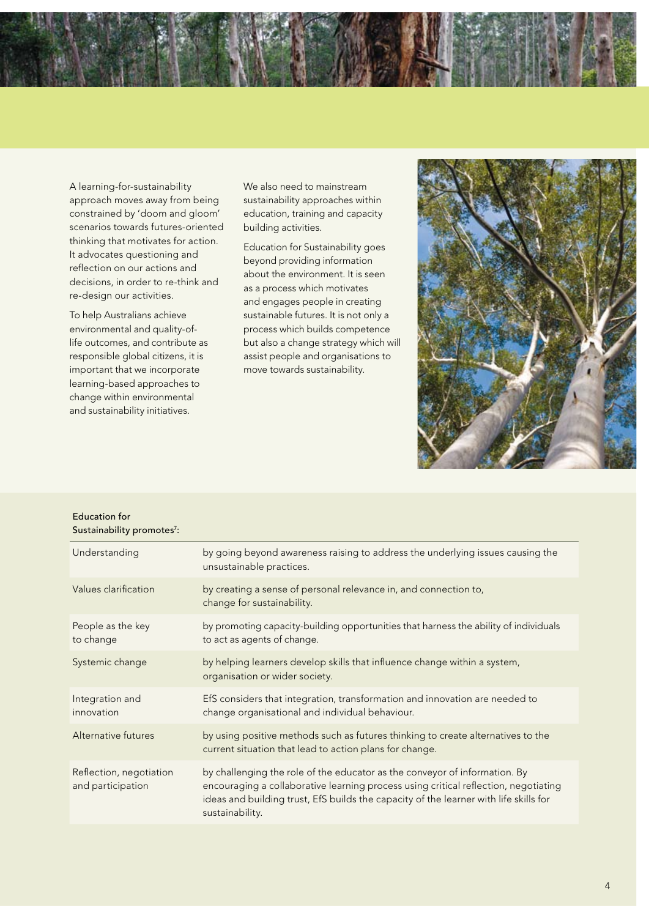A learning-for-sustainability approach moves away from being constrained by 'doom and gloom' scenarios towards futures-oriented thinking that motivates for action. It advocates questioning and reflection on our actions and decisions, in order to re-think and re-design our activities.

To help Australians achieve environmental and quality-of-life outcomes, and contribute as responsible global citizens, it is important that we incorporate learning-based approaches to change within environmental and sustainability initiatives.

We also need to mainstream sustainability approaches within education, training and capacity building activities.

Education for Sustainability goes beyond providing information about the environment. It is seen as a process which motivates and engages people in creating sustainable futures. It is not only a process which builds competence but also a change strategy which will assist people and organisations to move towards sustainability.

| Education for Sustainability promotes[7]: | |
|---|---|
| Understanding | by going beyond awareness raising to address the underlying issues causing the unsustainable practices. |
| Values clarification | by creating a sense of personal relevance in, and connection to, change for sustainability. |
| People as the key to change | by promoting capacity-building opportunities that harness the ability of individuals to act as agents of change. |
| Systemic change | by helping learners develop skills that influence change within a system, organisation or wider society. |
| Integration and innovation | EfS considers that integration, transformation and innovation are needed to change organisational and individual behaviour. |
| Alternative futures | by using positive methods such as futures thinking to create alternatives to the current situation that lead to action plans for change. |
| Reflection, negotiation and participation | by challenging the role of the educator as the conveyor of information. By encouraging a collaborative learning process using critical reflection, negotiating ideas and building trust, EfS builds the capacity of the learner with life skills for sustainability. |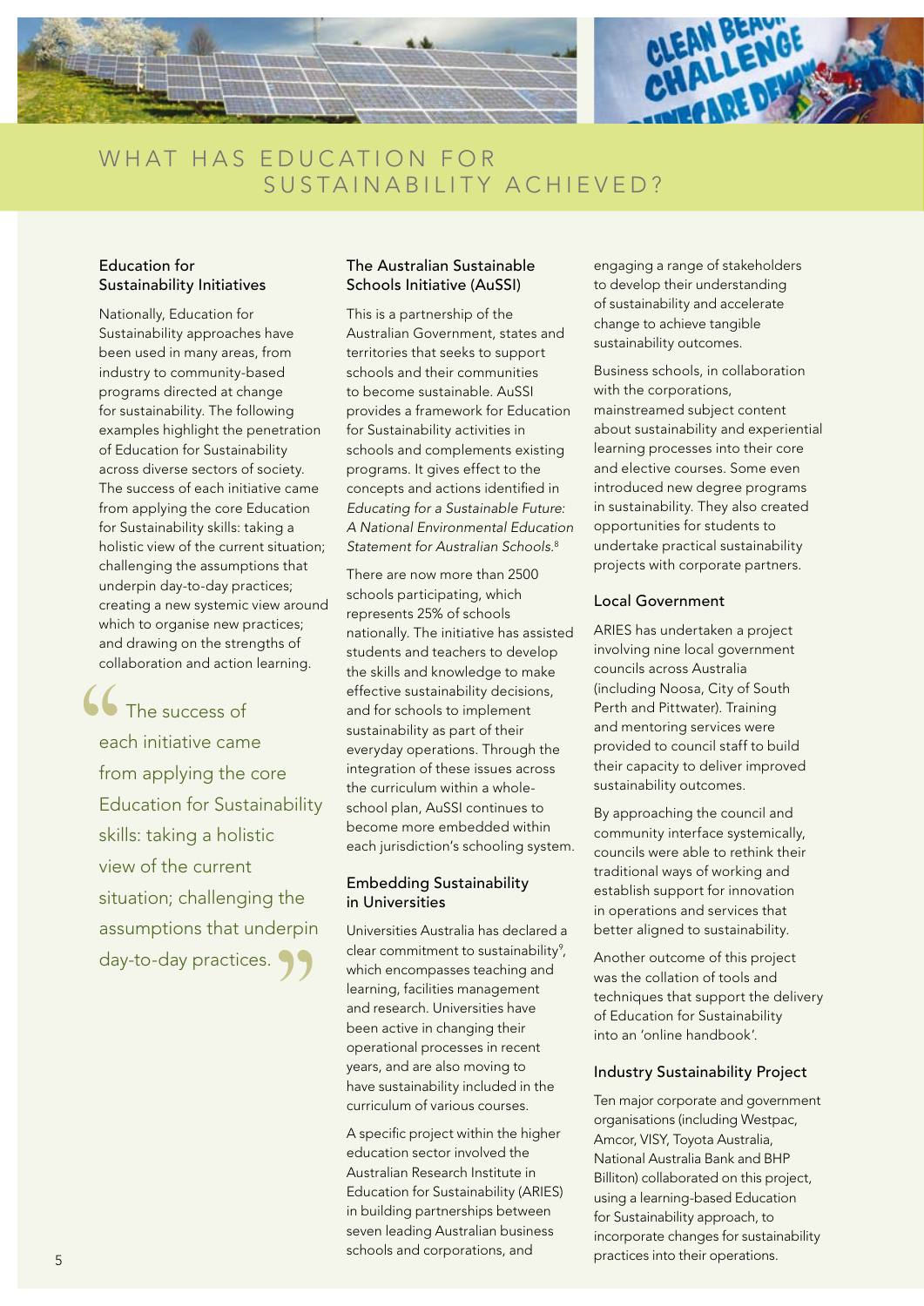# WHAT HAS EDUCATION FOR SUSTAINABILITY ACHIEVED?

### Education for Sustainability Initiatives

Nationally, Education for Sustainability approaches have been used in many areas, from industry to community-based programs directed at change for sustainability. The following examples highlight the penetration of Education for Sustainability across diverse sectors of society. The success of each initiative came from applying the core Education for Sustainability skills: taking a holistic view of the current situation; challenging the assumptions that underpin day-to-day practices; creating a new systemic view around which to organise new practices; and drawing on the strengths of collaboration and action learning.

> "The success of each initiative came from applying the core Education for Sustainability skills: taking a holistic view of the current situation; challenging the assumptions that underpin day-to-day practices."

### The Australian Sustainable Schools Initiative (AuSSI)

This is a partnership of the Australian Government, states and territories that seeks to support schools and their communities to become sustainable. AuSSI provides a framework for Education for Sustainability activities in schools and complements existing programs. It gives effect to the concepts and actions identified in *Educating for a Sustainable Future: A National Environmental Education Statement for Australian Schools.*[8]

There are now more than 2500 schools participating, which represents 25% of schools nationally. The initiative has assisted students and teachers to develop the skills and knowledge to make effective sustainability decisions, and for schools to implement sustainability as part of their everyday operations. Through the integration of these issues across the curriculum within a whole-school plan, AuSSI continues to become more embedded within each jurisdiction's schooling system.

### Embedding Sustainability in Universities

Universities Australia has declared a clear commitment to sustainability[9], which encompasses teaching and learning, facilities management and research. Universities have been active in changing their operational processes in recent years, and are also moving to have sustainability included in the curriculum of various courses.

A specific project within the higher education sector involved the Australian Research Institute in Education for Sustainability (ARIES) in building partnerships between seven leading Australian business schools and corporations, and engaging a range of stakeholders to develop their understanding of sustainability and accelerate change to achieve tangible sustainability outcomes.

Business schools, in collaboration with the corporations, mainstreamed subject content about sustainability and experiential learning processes into their core and elective courses. Some even introduced new degree programs in sustainability. They also created opportunities for students to undertake practical sustainability projects with corporate partners.

### Local Government

ARIES has undertaken a project involving nine local government councils across Australia (including Noosa, City of South Perth and Pittwater). Training and mentoring services were provided to council staff to build their capacity to deliver improved sustainability outcomes.

By approaching the council and community interface systemically, councils were able to rethink their traditional ways of working and establish support for innovation in operations and services that better aligned to sustainability.

Another outcome of this project was the collation of tools and techniques that support the delivery of Education for Sustainability into an 'online handbook'.

### Industry Sustainability Project

Ten major corporate and government organisations (including Westpac, Amcor, VISY, Toyota Australia, National Australia Bank and BHP Billiton) collaborated on this project, using a learning-based Education for Sustainability approach, to incorporate changes for sustainability practices into their operations.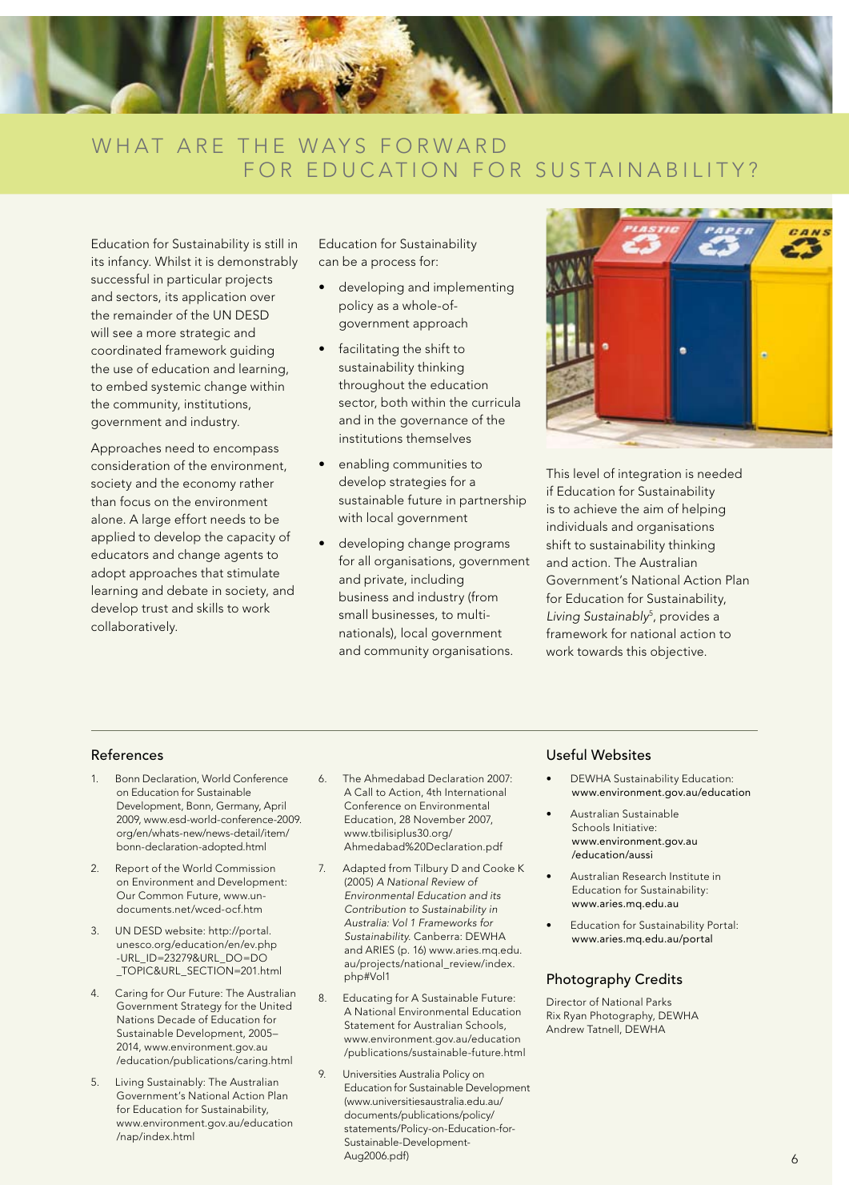# WHAT ARE THE WAYS FORWARD FOR EDUCATION FOR SUSTAINABILITY?

Education for Sustainability is still in its infancy. Whilst it is demonstrably successful in particular projects and sectors, its application over the remainder of the UN DESD will see a more strategic and coordinated framework guiding the use of education and learning, to embed systemic change within the community, institutions, government and industry.

Approaches need to encompass consideration of the environment, society and the economy rather than focus on the environment alone. A large effort needs to be applied to develop the capacity of educators and change agents to adopt approaches that stimulate learning and debate in society, and develop trust and skills to work collaboratively.

Education for Sustainability can be a process for:

- developing and implementing policy as a whole-of-government approach
- facilitating the shift to sustainability thinking throughout the education sector, both within the curricula and in the governance of the institutions themselves
- enabling communities to develop strategies for a sustainable future in partnership with local government
- developing change programs for all organisations, government and private, including business and industry (from small businesses, to multi-nationals), local government and community organisations.

This level of integration is needed if Education for Sustainability is to achieve the aim of helping individuals and organisations shift to sustainability thinking and action. The Australian Government's National Action Plan for Education for Sustainability, *Living Sustainably*[5], provides a framework for national action to work towards this objective.

## References

1. Bonn Declaration, World Conference on Education for Sustainable Development, Bonn, Germany, April 2009, www.esd-world-conference-2009.org/en/whats-new/news-detail/item/bonn-declaration-adopted.html
2. Report of the World Commission on Environment and Development: Our Common Future, www.un-documents.net/wced-ocf.htm
3. UN DESD website: http://portal.unesco.org/education/en/ev.php-URL_ID=23279&URL_DO=DO_TOPIC&URL_SECTION=201.html
4. Caring for Our Future: The Australian Government Strategy for the United Nations Decade of Education for Sustainable Development, 2005–2014, www.environment.gov.au/education/publications/caring.html
5. Living Sustainably: The Australian Government's National Action Plan for Education for Sustainability, www.environment.gov.au/education/nap/index.html
6. The Ahmedabad Declaration 2007: A Call to Action, 4th International Conference on Environmental Education, 28 November 2007, www.tbilisiplus30.org/Ahmedabad%20Declaration.pdf
7. Adapted from Tilbury D and Cooke K (2005) *A National Review of Environmental Education and its Contribution to Sustainability in Australia: Vol 1 Frameworks for Sustainability.* Canberra: DEWHA and ARIES (p. 16) www.aries.mq.edu.au/projects/national_review/index.php#Vol1
8. Educating for A Sustainable Future: A National Environmental Education Statement for Australian Schools, www.environment.gov.au/education/publications/sustainable-future.html
9. Universities Australia Policy on Education for Sustainable Development (www.universitiesaustralia.edu.au/documents/publications/policy/statements/Policy-on-Education-for-Sustainable-Development-Aug2006.pdf)

## Useful Websites

- DEWHA Sustainability Education: www.environment.gov.au/education
- Australian Sustainable Schools Initiative: www.environment.gov.au/education/aussi
- Australian Research Institute in Education for Sustainability: www.aries.mq.edu.au
- Education for Sustainability Portal: www.aries.mq.edu.au/portal

## Photography Credits

Director of National Parks
Rix Ryan Photography, DEWHA
Andrew Tatnell, DEWHA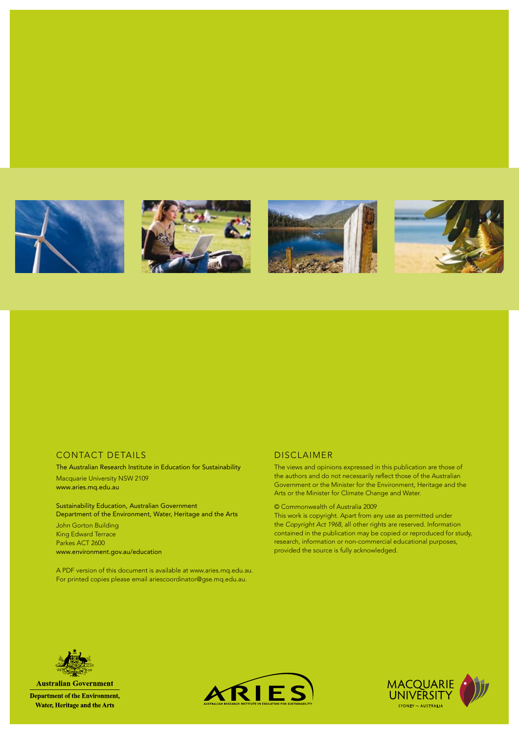## CONTACT DETAILS

The Australian Research Institute in Education for Sustainability

Macquarie University NSW 2109
www.aries.mq.edu.au

Sustainability Education, Australian Government
Department of the Environment, Water, Heritage and the Arts

John Gorton Building
King Edward Terrace
Parkes ACT 2600
www.environment.gov.au/education

A PDF version of this document is available at www.aries.mq.edu.au.
For printed copies please email ariescoordinator@gse.mq.edu.au.

## DISCLAIMER

The views and opinions expressed in this publication are those of the authors and do not necessarily reflect those of the Australian Government or the Minister for the Environment, Heritage and the Arts or the Minister for Climate Change and Water.

© Commonwealth of Australia 2009

This work is copyright. Apart from any use as permitted under the *Copyright Act 1968*, all other rights are reserved. Information contained in the publication may be copied or reproduced for study, research, information or non-commercial educational purposes, provided the source is fully acknowledged.

Australian Government
Department of the Environment, Water, Heritage and the Arts

ARIES
AUSTRALIAN RESEARCH INSTITUTE IN EDUCATION FOR SUSTAINABILITY

MACQUARIE UNIVERSITY
SYDNEY ~ AUSTRALIA